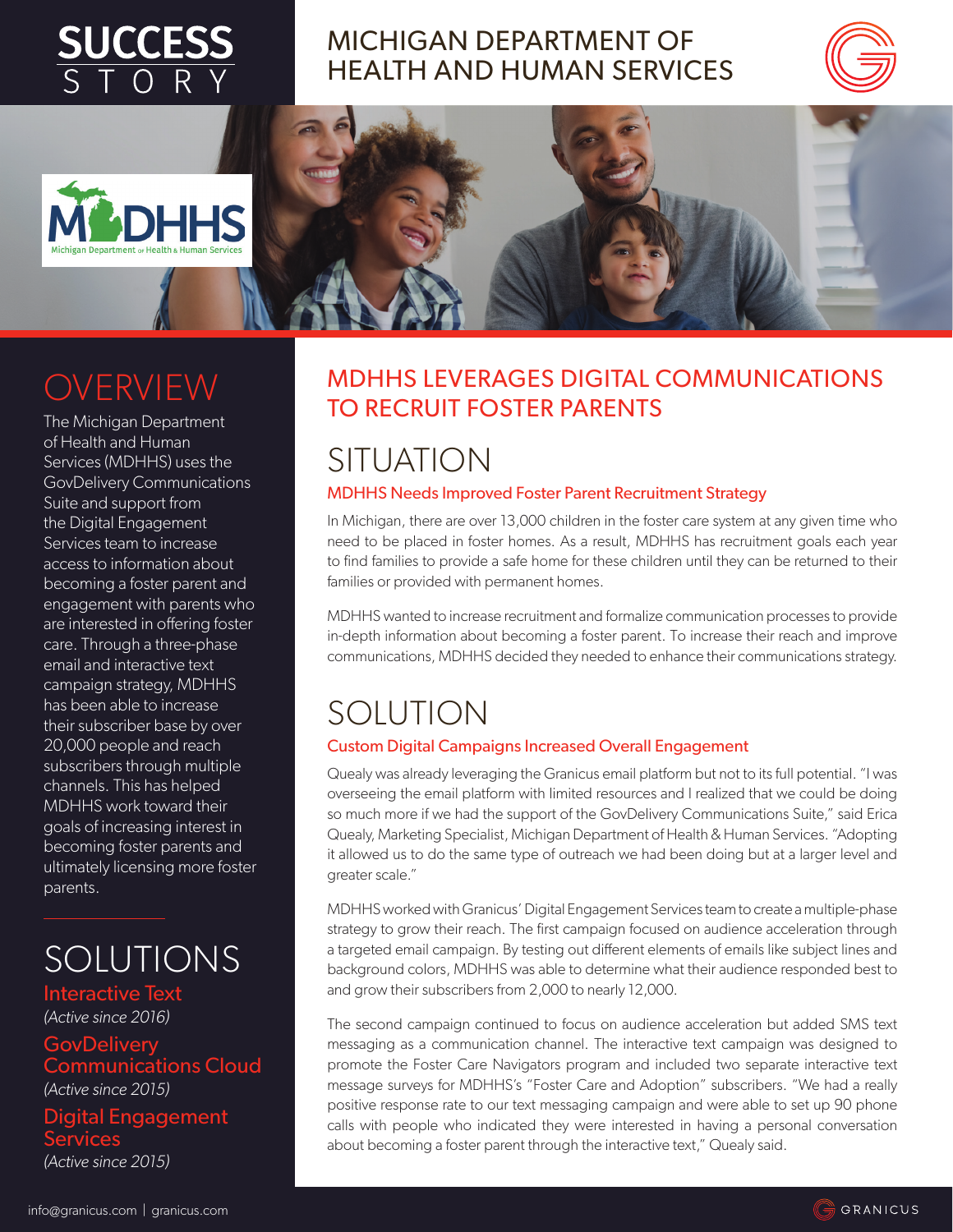# SUCCESS STORY

# MICHIGAN DEPARTMENT OF HEALTH AND HUMAN SERVICES

## OVERVIEW

The Michigan Department of Health and Human Services (MDHHS) uses the GovDelivery Communications Suite and support from the Digital Engagement Services team to increase access to information about becoming a foster parent and engagement with parents who are interested in offering foster care. Through a three-phase email and interactive text campaign strategy, MDHHS has been able to increase their subscriber base by over 20,000 people and reach subscribers through multiple channels. This has helped MDHHS work toward their goals of increasing interest in becoming foster parents and ultimately licensing more foster parents.

## SOLUTIONS

**Interactive Text**
*(Active since 2016)*

**GovDelivery Communications Cloud**
*(Active since 2015)*

**Digital Engagement Services**
*(Active since 2015)*

## MDHHS LEVERAGES DIGITAL COMMUNICATIONS TO RECRUIT FOSTER PARENTS

## SITUATION

### MDHHS Needs Improved Foster Parent Recruitment Strategy

In Michigan, there are over 13,000 children in the foster care system at any given time who need to be placed in foster homes. As a result, MDHHS has recruitment goals each year to find families to provide a safe home for these children until they can be returned to their families or provided with permanent homes.

MDHHS wanted to increase recruitment and formalize communication processes to provide in-depth information about becoming a foster parent. To increase their reach and improve communications, MDHHS decided they needed to enhance their communications strategy.

## SOLUTION

### Custom Digital Campaigns Increased Overall Engagement

Quealy was already leveraging the Granicus email platform but not to its full potential. "I was overseeing the email platform with limited resources and I realized that we could be doing so much more if we had the support of the GovDelivery Communications Suite," said Erica Quealy, Marketing Specialist, Michigan Department of Health & Human Services. "Adopting it allowed us to do the same type of outreach we had been doing but at a larger level and greater scale."

MDHHS worked with Granicus' Digital Engagement Services team to create a multiple-phase strategy to grow their reach. The first campaign focused on audience acceleration through a targeted email campaign. By testing out different elements of emails like subject lines and background colors, MDHHS was able to determine what their audience responded best to and grow their subscribers from 2,000 to nearly 12,000.

The second campaign continued to focus on audience acceleration but added SMS text messaging as a communication channel. The interactive text campaign was designed to promote the Foster Care Navigators program and included two separate interactive text message surveys for MDHHS's "Foster Care and Adoption" subscribers. "We had a really positive response rate to our text messaging campaign and were able to set up 90 phone calls with people who indicated they were interested in having a personal conversation about becoming a foster parent through the interactive text," Quealy said.

info@granicus.com | granicus.com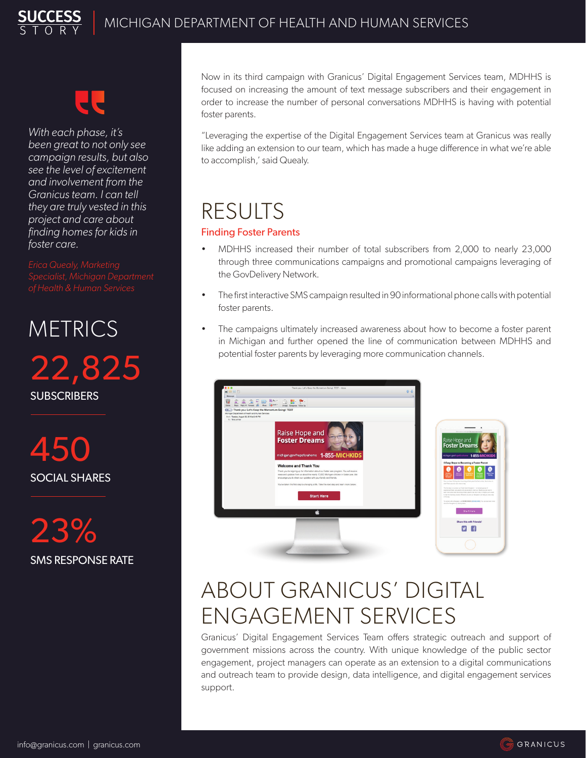*With each phase, it's been great to not only see campaign results, but also see the level of excitement and involvement from the Granicus team. I can tell they are truly vested in this project and care about finding homes for kids in foster care.*

*Erica Quealy, Marketing Specialist, Michigan Department of Health & Human Services*

# METRICS

**22,825**
SUBSCRIBERS

**450**
SOCIAL SHARES

**23%**
SMS RESPONSE RATE

Now in its third campaign with Granicus' Digital Engagement Services team, MDHHS is focused on increasing the amount of text message subscribers and their engagement in order to increase the number of personal conversations MDHHS is having with potential foster parents.

"Leveraging the expertise of the Digital Engagement Services team at Granicus was really like adding an extension to our team, which has made a huge difference in what we're able to accomplish,' said Quealy.

# RESULTS

## Finding Foster Parents

- MDHHS increased their number of total subscribers from 2,000 to nearly 23,000 through three communications campaigns and promotional campaigns leveraging of the GovDelivery Network.
- The first interactive SMS campaign resulted in 90 informational phone calls with potential foster parents.
- The campaigns ultimately increased awareness about how to become a foster parent in Michigan and further opened the line of communication between MDHHS and potential foster parents by leveraging more communication channels.

# ABOUT GRANICUS' DIGITAL ENGAGEMENT SERVICES

Granicus' Digital Engagement Services Team offers strategic outreach and support of government missions across the country. With unique knowledge of the public sector engagement, project managers can operate as an extension to a digital communications and outreach team to provide design, data intelligence, and digital engagement services support.

info@granicus.com | granicus.com